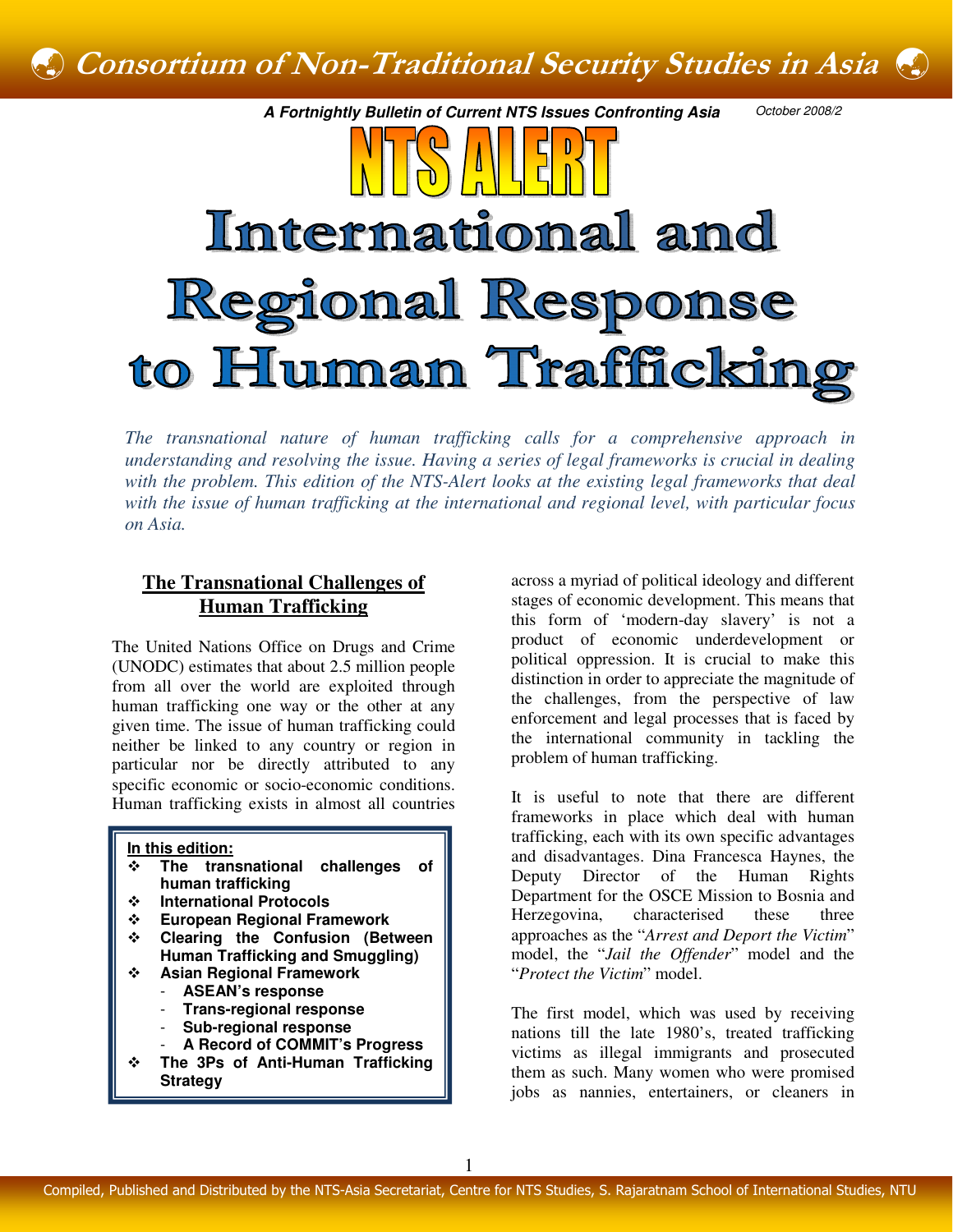# Consortium of Non-Traditional Security Studies in Asia

***A Fortnightly Bulletin of Current NTS Issues Confronting Asia***

*October 2008/2*

# NTS ALERT

# International and Regional Response to Human Trafficking

*The transnational nature of human trafficking calls for a comprehensive approach in understanding and resolving the issue. Having a series of legal frameworks is crucial in dealing with the problem. This edition of the NTS-Alert looks at the existing legal frameworks that deal with the issue of human trafficking at the international and regional level, with particular focus on Asia.*

**In this edition:**
- **The transnational challenges of human trafficking**
- **International Protocols**
- **European Regional Framework**
- **Clearing the Confusion (Between Human Trafficking and Smuggling)**
- **Asian Regional Framework**
  - **ASEAN's response**
  - **Trans-regional response**
  - **Sub-regional response**
  - **A Record of COMMIT's Progress**
- **The 3Ps of Anti-Human Trafficking Strategy**

## The Transnational Challenges of Human Trafficking

The United Nations Office on Drugs and Crime (UNODC) estimates that about 2.5 million people from all over the world are exploited through human trafficking one way or the other at any given time. The issue of human trafficking could neither be linked to any country or region in particular nor be directly attributed to any specific economic or socio-economic conditions. Human trafficking exists in almost all countries across a myriad of political ideology and different stages of economic development. This means that this form of 'modern-day slavery' is not a product of economic underdevelopment or political oppression. It is crucial to make this distinction in order to appreciate the magnitude of the challenges, from the perspective of law enforcement and legal processes that is faced by the international community in tackling the problem of human trafficking.

It is useful to note that there are different frameworks in place which deal with human trafficking, each with its own specific advantages and disadvantages. Dina Francesca Haynes, the Deputy Director of the Human Rights Department for the OSCE Mission to Bosnia and Herzegovina, characterised these three approaches as the "*Arrest and Deport the Victim*" model, the "*Jail the Offender*" model and the "*Protect the Victim*" model.

The first model, which was used by receiving nations till the late 1980's, treated trafficking victims as illegal immigrants and prosecuted them as such. Many women who were promised jobs as nannies, entertainers, or cleaners in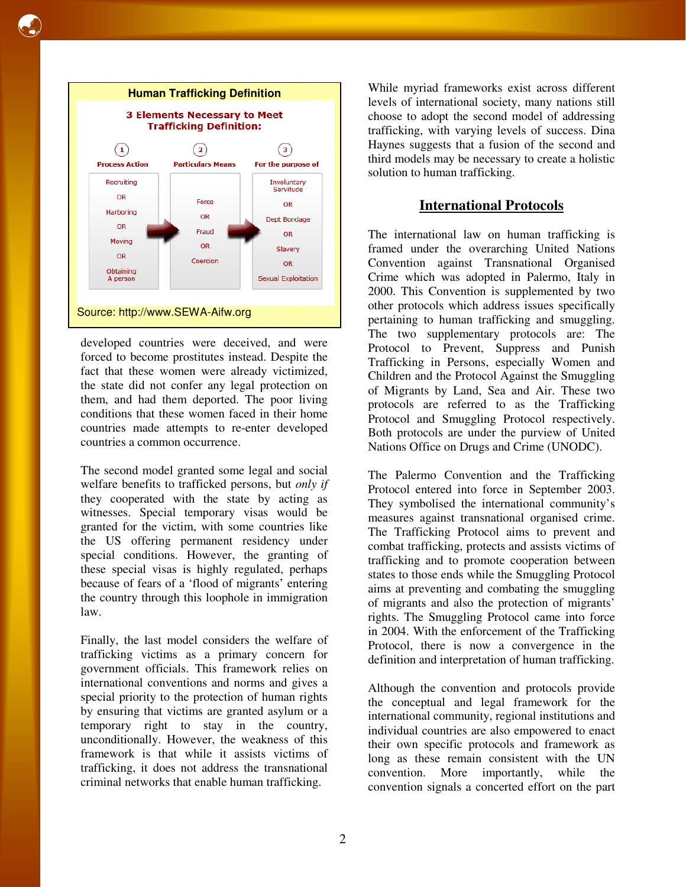**Human Trafficking Definition**

**3 Elements Necessary to Meet Trafficking Definition:**

| ① Process Action | ② Particulars Means | ③ For the purpose of |
|---|---|---|
| Recruiting OR Harboring OR Moving OR Obtaining A person | Force OR Fraud OR Coercion | Involuntary Servitude OR Dept Bondage OR Slavery OR Sexual Exploitation |

Source: http://www.SEWA-Aifw.org

developed countries were deceived, and were forced to become prostitutes instead. Despite the fact that these women were already victimized, the state did not confer any legal protection on them, and had them deported. The poor living conditions that these women faced in their home countries made attempts to re-enter developed countries a common occurrence.

The second model granted some legal and social welfare benefits to trafficked persons, but *only if* they cooperated with the state by acting as witnesses. Special temporary visas would be granted for the victim, with some countries like the US offering permanent residency under special conditions. However, the granting of these special visas is highly regulated, perhaps because of fears of a 'flood of migrants' entering the country through this loophole in immigration law.

Finally, the last model considers the welfare of trafficking victims as a primary concern for government officials. This framework relies on international conventions and norms and gives a special priority to the protection of human rights by ensuring that victims are granted asylum or a temporary right to stay in the country, unconditionally. However, the weakness of this framework is that while it assists victims of trafficking, it does not address the transnational criminal networks that enable human trafficking.

While myriad frameworks exist across different levels of international society, many nations still choose to adopt the second model of addressing trafficking, with varying levels of success. Dina Haynes suggests that a fusion of the second and third models may be necessary to create a holistic solution to human trafficking.

## International Protocols

The international law on human trafficking is framed under the overarching United Nations Convention against Transnational Organised Crime which was adopted in Palermo, Italy in 2000. This Convention is supplemented by two other protocols which address issues specifically pertaining to human trafficking and smuggling. The two supplementary protocols are: The Protocol to Prevent, Suppress and Punish Trafficking in Persons, especially Women and Children and the Protocol Against the Smuggling of Migrants by Land, Sea and Air. These two protocols are referred to as the Trafficking Protocol and Smuggling Protocol respectively. Both protocols are under the purview of United Nations Office on Drugs and Crime (UNODC).

The Palermo Convention and the Trafficking Protocol entered into force in September 2003. They symbolised the international community's measures against transnational organised crime. The Trafficking Protocol aims to prevent and combat trafficking, protects and assists victims of trafficking and to promote cooperation between states to those ends while the Smuggling Protocol aims at preventing and combating the smuggling of migrants and also the protection of migrants' rights. The Smuggling Protocol came into force in 2004. With the enforcement of the Trafficking Protocol, there is now a convergence in the definition and interpretation of human trafficking.

Although the convention and protocols provide the conceptual and legal framework for the international community, regional institutions and individual countries are also empowered to enact their own specific protocols and framework as long as these remain consistent with the UN convention. More importantly, while the convention signals a concerted effort on the part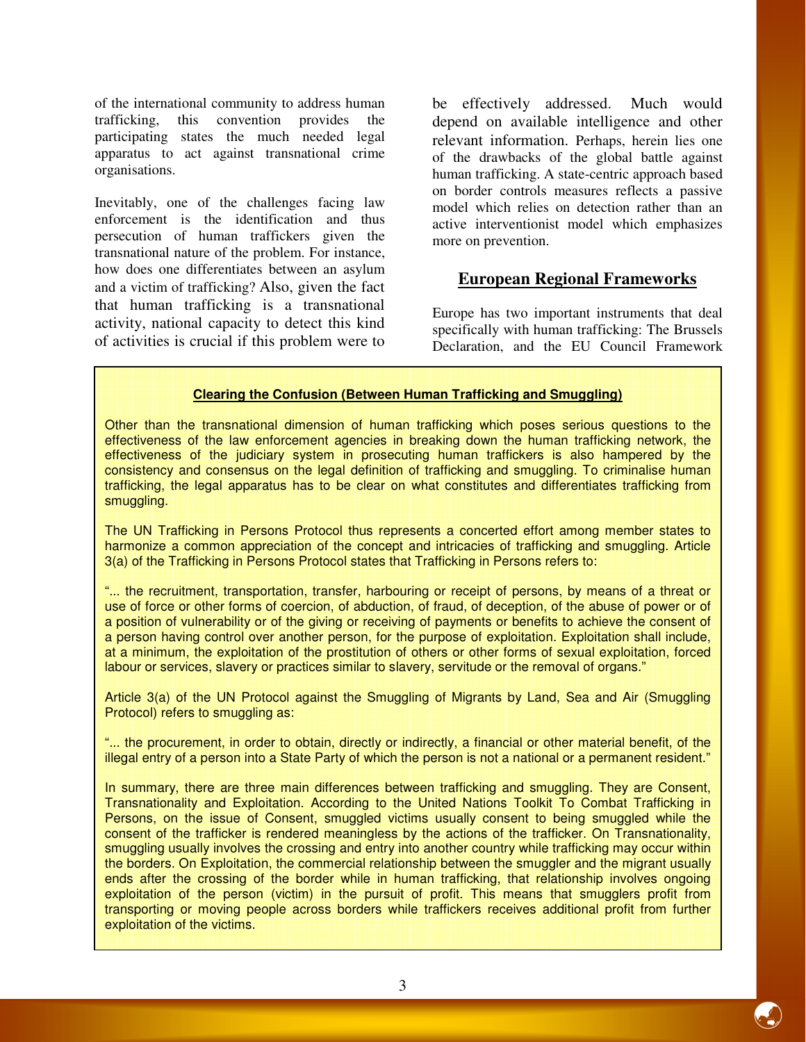of the international community to address human trafficking, this convention provides the participating states the much needed legal apparatus to act against transnational crime organisations.

Inevitably, one of the challenges facing law enforcement is the identification and thus persecution of human traffickers given the transnational nature of the problem. For instance, how does one differentiates between an asylum and a victim of trafficking? Also, given the fact that human trafficking is a transnational activity, national capacity to detect this kind of activities is crucial if this problem were to be effectively addressed. Much would depend on available intelligence and other relevant information. Perhaps, herein lies one of the drawbacks of the global battle against human trafficking. A state-centric approach based on border controls measures reflects a passive model which relies on detection rather than an active interventionist model which emphasizes more on prevention.

## European Regional Frameworks

Europe has two important instruments that deal specifically with human trafficking: The Brussels Declaration, and the EU Council Framework

---

**Clearing the Confusion (Between Human Trafficking and Smuggling)**

Other than the transnational dimension of human trafficking which poses serious questions to the effectiveness of the law enforcement agencies in breaking down the human trafficking network, the effectiveness of the judiciary system in prosecuting human traffickers is also hampered by the consistency and consensus on the legal definition of trafficking and smuggling. To criminalise human trafficking, the legal apparatus has to be clear on what constitutes and differentiates trafficking from smuggling.

The UN Trafficking in Persons Protocol thus represents a concerted effort among member states to harmonize a common appreciation of the concept and intricacies of trafficking and smuggling. Article 3(a) of the Trafficking in Persons Protocol states that Trafficking in Persons refers to:

"... the recruitment, transportation, transfer, harbouring or receipt of persons, by means of a threat or use of force or other forms of coercion, of abduction, of fraud, of deception, of the abuse of power or of a position of vulnerability or of the giving or receiving of payments or benefits to achieve the consent of a person having control over another person, for the purpose of exploitation. Exploitation shall include, at a minimum, the exploitation of the prostitution of others or other forms of sexual exploitation, forced labour or services, slavery or practices similar to slavery, servitude or the removal of organs."

Article 3(a) of the UN Protocol against the Smuggling of Migrants by Land, Sea and Air (Smuggling Protocol) refers to smuggling as:

"... the procurement, in order to obtain, directly or indirectly, a financial or other material benefit, of the illegal entry of a person into a State Party of which the person is not a national or a permanent resident."

In summary, there are three main differences between trafficking and smuggling. They are Consent, Transnationality and Exploitation. According to the United Nations Toolkit To Combat Trafficking in Persons, on the issue of Consent, smuggled victims usually consent to being smuggled while the consent of the trafficker is rendered meaningless by the actions of the trafficker. On Transnationality, smuggling usually involves the crossing and entry into another country while trafficking may occur within the borders. On Exploitation, the commercial relationship between the smuggler and the migrant usually ends after the crossing of the border while in human trafficking, that relationship involves ongoing exploitation of the person (victim) in the pursuit of profit. This means that smugglers profit from transporting or moving people across borders while traffickers receives additional profit from further exploitation of the victims.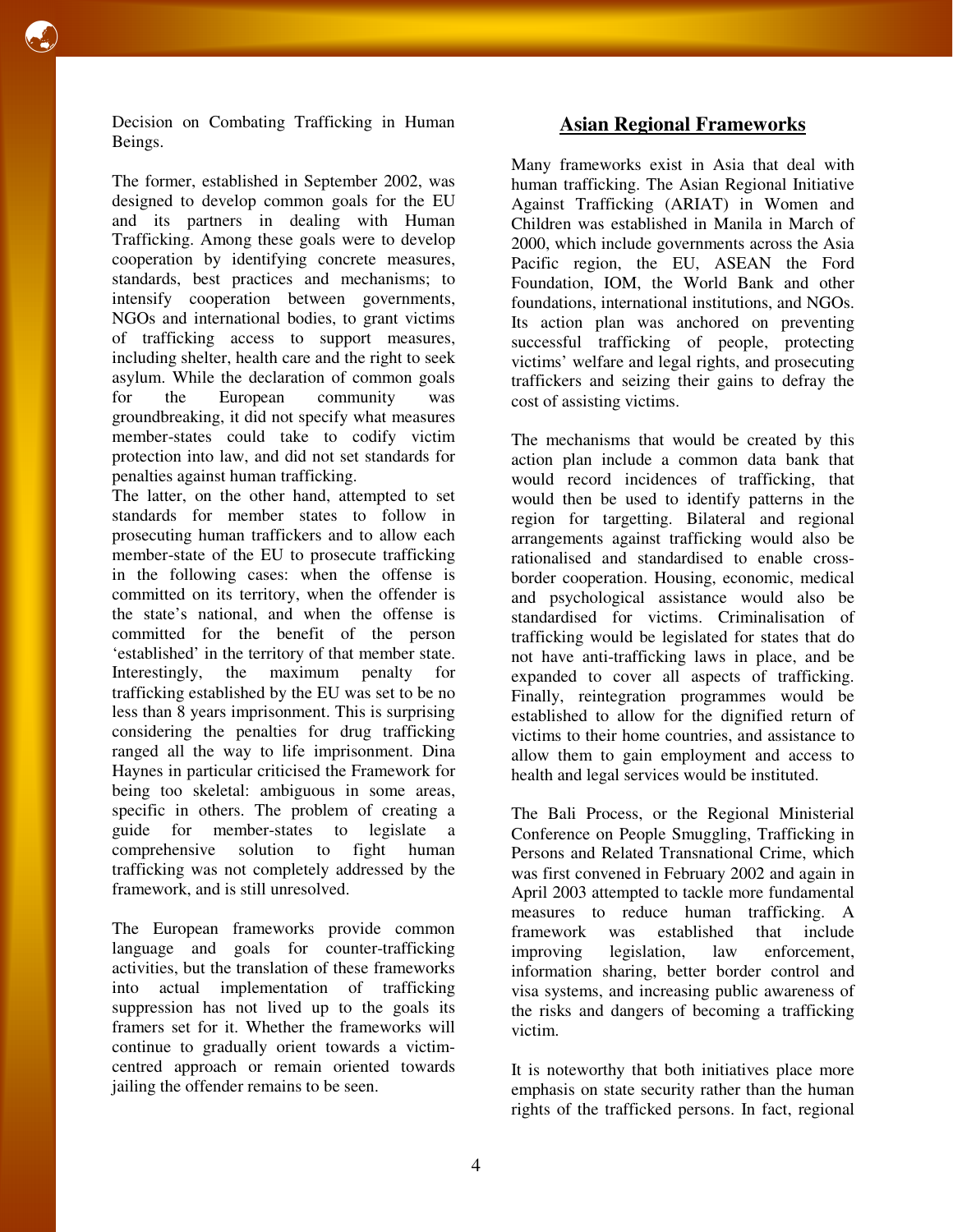Decision on Combating Trafficking in Human Beings.

The former, established in September 2002, was designed to develop common goals for the EU and its partners in dealing with Human Trafficking. Among these goals were to develop cooperation by identifying concrete measures, standards, best practices and mechanisms; to intensify cooperation between governments, NGOs and international bodies, to grant victims of trafficking access to support measures, including shelter, health care and the right to seek asylum. While the declaration of common goals for the European community was groundbreaking, it did not specify what measures member-states could take to codify victim protection into law, and did not set standards for penalties against human trafficking.

The latter, on the other hand, attempted to set standards for member states to follow in prosecuting human traffickers and to allow each member-state of the EU to prosecute trafficking in the following cases: when the offense is committed on its territory, when the offender is the state's national, and when the offense is committed for the benefit of the person 'established' in the territory of that member state. Interestingly, the maximum penalty for trafficking established by the EU was set to be no less than 8 years imprisonment. This is surprising considering the penalties for drug trafficking ranged all the way to life imprisonment. Dina Haynes in particular criticised the Framework for being too skeletal: ambiguous in some areas, specific in others. The problem of creating a guide for member-states to legislate a comprehensive solution to fight human trafficking was not completely addressed by the framework, and is still unresolved.

The European frameworks provide common language and goals for counter-trafficking activities, but the translation of these frameworks into actual implementation of trafficking suppression has not lived up to the goals its framers set for it. Whether the frameworks will continue to gradually orient towards a victim-centred approach or remain oriented towards jailing the offender remains to be seen.

## Asian Regional Frameworks

Many frameworks exist in Asia that deal with human trafficking. The Asian Regional Initiative Against Trafficking (ARIAT) in Women and Children was established in Manila in March of 2000, which include governments across the Asia Pacific region, the EU, ASEAN the Ford Foundation, IOM, the World Bank and other foundations, international institutions, and NGOs. Its action plan was anchored on preventing successful trafficking of people, protecting victims' welfare and legal rights, and prosecuting traffickers and seizing their gains to defray the cost of assisting victims.

The mechanisms that would be created by this action plan include a common data bank that would record incidences of trafficking, that would then be used to identify patterns in the region for targetting. Bilateral and regional arrangements against trafficking would also be rationalised and standardised to enable cross-border cooperation. Housing, economic, medical and psychological assistance would also be standardised for victims. Criminalisation of trafficking would be legislated for states that do not have anti-trafficking laws in place, and be expanded to cover all aspects of trafficking. Finally, reintegration programmes would be established to allow for the dignified return of victims to their home countries, and assistance to allow them to gain employment and access to health and legal services would be instituted.

The Bali Process, or the Regional Ministerial Conference on People Smuggling, Trafficking in Persons and Related Transnational Crime, which was first convened in February 2002 and again in April 2003 attempted to tackle more fundamental measures to reduce human trafficking. A framework was established that include improving legislation, law enforcement, information sharing, better border control and visa systems, and increasing public awareness of the risks and dangers of becoming a trafficking victim.

It is noteworthy that both initiatives place more emphasis on state security rather than the human rights of the trafficked persons. In fact, regional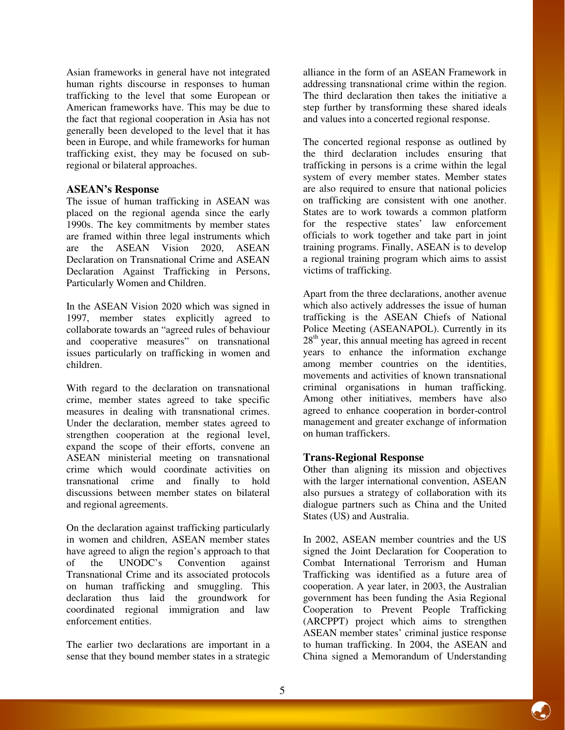Asian frameworks in general have not integrated human rights discourse in responses to human trafficking to the level that some European or American frameworks have. This may be due to the fact that regional cooperation in Asia has not generally been developed to the level that it has been in Europe, and while frameworks for human trafficking exist, they may be focused on sub-regional or bilateral approaches.

### ASEAN's Response

The issue of human trafficking in ASEAN was placed on the regional agenda since the early 1990s. The key commitments by member states are framed within three legal instruments which are the ASEAN Vision 2020, ASEAN Declaration on Transnational Crime and ASEAN Declaration Against Trafficking in Persons, Particularly Women and Children.

In the ASEAN Vision 2020 which was signed in 1997, member states explicitly agreed to collaborate towards an "agreed rules of behaviour and cooperative measures" on transnational issues particularly on trafficking in women and children.

With regard to the declaration on transnational crime, member states agreed to take specific measures in dealing with transnational crimes. Under the declaration, member states agreed to strengthen cooperation at the regional level, expand the scope of their efforts, convene an ASEAN ministerial meeting on transnational crime which would coordinate activities on transnational crime and finally to hold discussions between member states on bilateral and regional agreements.

On the declaration against trafficking particularly in women and children, ASEAN member states have agreed to align the region's approach to that of the UNODC's Convention against Transnational Crime and its associated protocols on human trafficking and smuggling. This declaration thus laid the groundwork for coordinated regional immigration and law enforcement entities.

The earlier two declarations are important in a sense that they bound member states in a strategic alliance in the form of an ASEAN Framework in addressing transnational crime within the region. The third declaration then takes the initiative a step further by transforming these shared ideals and values into a concerted regional response.

The concerted regional response as outlined by the third declaration includes ensuring that trafficking in persons is a crime within the legal system of every member states. Member states are also required to ensure that national policies on trafficking are consistent with one another. States are to work towards a common platform for the respective states' law enforcement officials to work together and take part in joint training programs. Finally, ASEAN is to develop a regional training program which aims to assist victims of trafficking.

Apart from the three declarations, another avenue which also actively addresses the issue of human trafficking is the ASEAN Chiefs of National Police Meeting (ASEANAPOL). Currently in its 28th year, this annual meeting has agreed in recent years to enhance the information exchange among member countries on the identities, movements and activities of known transnational criminal organisations in human trafficking. Among other initiatives, members have also agreed to enhance cooperation in border-control management and greater exchange of information on human traffickers.

### Trans-Regional Response

Other than aligning its mission and objectives with the larger international convention, ASEAN also pursues a strategy of collaboration with its dialogue partners such as China and the United States (US) and Australia.

In 2002, ASEAN member countries and the US signed the Joint Declaration for Cooperation to Combat International Terrorism and Human Trafficking was identified as a future area of cooperation. A year later, in 2003, the Australian government has been funding the Asia Regional Cooperation to Prevent People Trafficking (ARCPPT) project which aims to strengthen ASEAN member states' criminal justice response to human trafficking. In 2004, the ASEAN and China signed a Memorandum of Understanding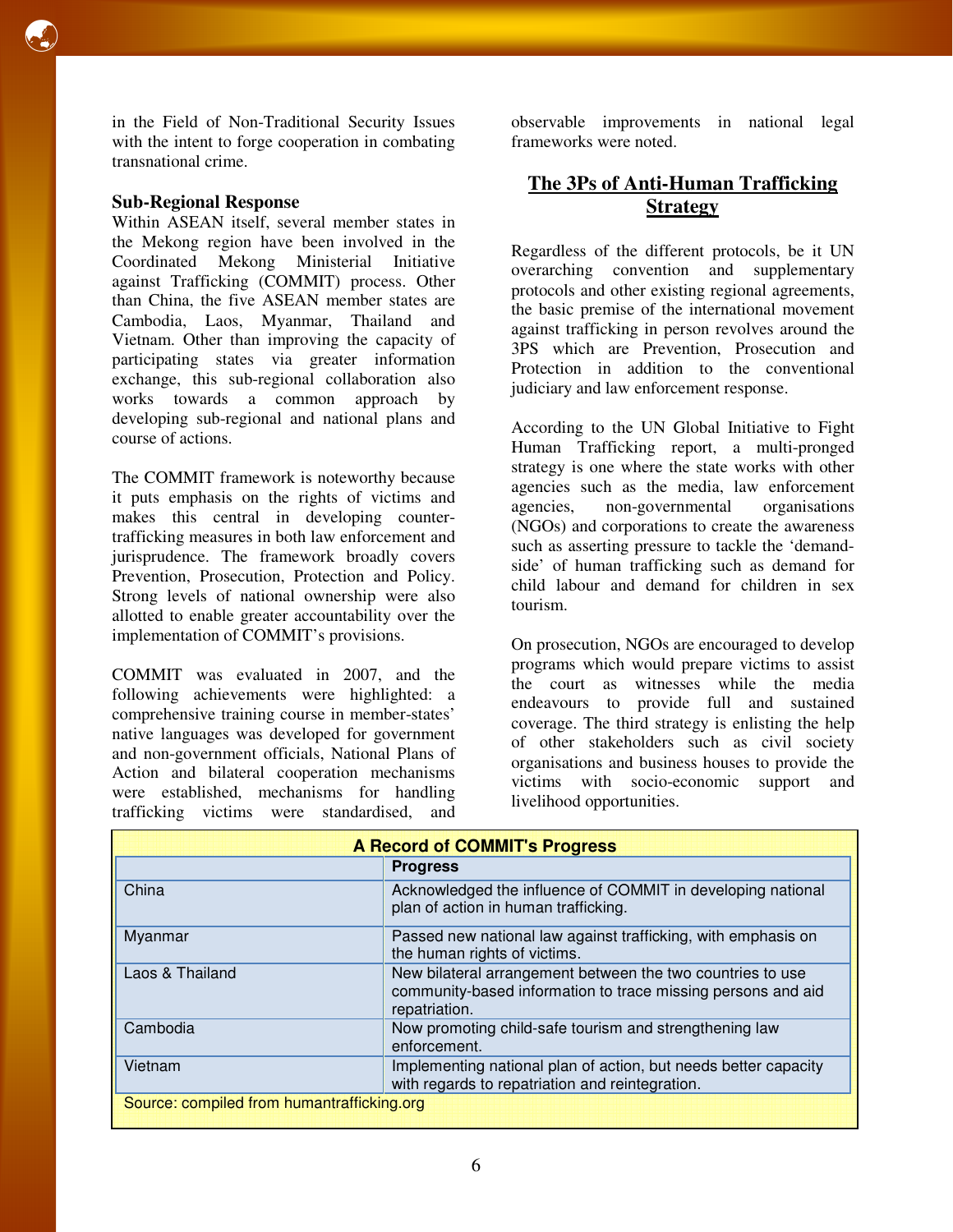in the Field of Non-Traditional Security Issues with the intent to forge cooperation in combating transnational crime.

### Sub-Regional Response

Within ASEAN itself, several member states in the Mekong region have been involved in the Coordinated Mekong Ministerial Initiative against Trafficking (COMMIT) process. Other than China, the five ASEAN member states are Cambodia, Laos, Myanmar, Thailand and Vietnam. Other than improving the capacity of participating states via greater information exchange, this sub-regional collaboration also works towards a common approach by developing sub-regional and national plans and course of actions.

The COMMIT framework is noteworthy because it puts emphasis on the rights of victims and makes this central in developing counter-trafficking measures in both law enforcement and jurisprudence. The framework broadly covers Prevention, Prosecution, Protection and Policy. Strong levels of national ownership were also allotted to enable greater accountability over the implementation of COMMIT's provisions.

COMMIT was evaluated in 2007, and the following achievements were highlighted: a comprehensive training course in member-states' native languages was developed for government and non-government officials, National Plans of Action and bilateral cooperation mechanisms were established, mechanisms for handling trafficking victims were standardised, and observable improvements in national legal frameworks were noted.

## The 3Ps of Anti-Human Trafficking Strategy

Regardless of the different protocols, be it UN overarching convention and supplementary protocols and other existing regional agreements, the basic premise of the international movement against trafficking in person revolves around the 3PS which are Prevention, Prosecution and Protection in addition to the conventional judiciary and law enforcement response.

According to the UN Global Initiative to Fight Human Trafficking report, a multi-pronged strategy is one where the state works with other agencies such as the media, law enforcement agencies, non-governmental organisations (NGOs) and corporations to create the awareness such as asserting pressure to tackle the 'demand-side' of human trafficking such as demand for child labour and demand for children in sex tourism.

On prosecution, NGOs are encouraged to develop programs which would prepare victims to assist the court as witnesses while the media endeavours to provide full and sustained coverage. The third strategy is enlisting the help of other stakeholders such as civil society organisations and business houses to provide the victims with socio-economic support and livelihood opportunities.

**A Record of COMMIT's Progress**

| | Progress |
|---|---|
| China | Acknowledged the influence of COMMIT in developing national plan of action in human trafficking. |
| Myanmar | Passed new national law against trafficking, with emphasis on the human rights of victims. |
| Laos & Thailand | New bilateral arrangement between the two countries to use community-based information to trace missing persons and aid repatriation. |
| Cambodia | Now promoting child-safe tourism and strengthening law enforcement. |
| Vietnam | Implementing national plan of action, but needs better capacity with regards to repatriation and reintegration. |

Source: compiled from humantrafficking.org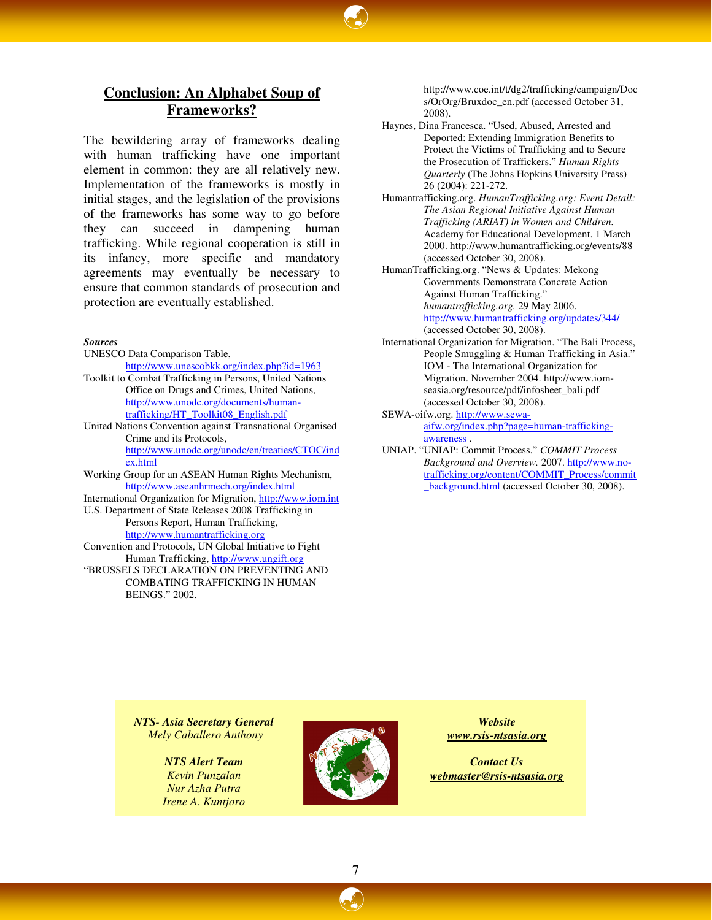## Conclusion: An Alphabet Soup of Frameworks?

The bewildering array of frameworks dealing with human trafficking have one important element in common: they are all relatively new. Implementation of the frameworks is mostly in initial stages, and the legislation of the provisions of the frameworks has some way to go before they can succeed in dampening human trafficking. While regional cooperation is still in its infancy, more specific and mandatory agreements may eventually be necessary to ensure that common standards of prosecution and protection are eventually established.

***Sources***

UNESCO Data Comparison Table, http://www.unescobkk.org/index.php?id=1963

Toolkit to Combat Trafficking in Persons, United Nations Office on Drugs and Crimes, United Nations, http://www.unodc.org/documents/human-trafficking/HT_Toolkit08_English.pdf

United Nations Convention against Transnational Organised Crime and its Protocols, http://www.unodc.org/unodc/en/treaties/CTOC/index.html

Working Group for an ASEAN Human Rights Mechanism, http://www.aseanhrmech.org/index.html

International Organization for Migration, http://www.iom.int

U.S. Department of State Releases 2008 Trafficking in Persons Report, Human Trafficking, http://www.humantrafficking.org

Convention and Protocols, UN Global Initiative to Fight Human Trafficking, http://www.ungift.org

"BRUSSELS DECLARATION ON PREVENTING AND COMBATING TRAFFICKING IN HUMAN BEINGS." 2002. http://www.coe.int/t/dg2/trafficking/campaign/Docs/OrOrg/Bruxdoc_en.pdf (accessed October 31, 2008).

Haynes, Dina Francesca. "Used, Abused, Arrested and Deported: Extending Immigration Benefits to Protect the Victims of Trafficking and to Secure the Prosecution of Traffickers." *Human Rights Quarterly* (The Johns Hopkins University Press) 26 (2004): 221-272.

Humantrafficking.org. *HumanTrafficking.org: Event Detail: The Asian Regional Initiative Against Human Trafficking (ARIAT) in Women and Children.* Academy for Educational Development. 1 March 2000. http://www.humantrafficking.org/events/88 (accessed October 30, 2008).

HumanTrafficking.org. "News & Updates: Mekong Governments Demonstrate Concrete Action Against Human Trafficking." *humantrafficking.org.* 29 May 2006. http://www.humantrafficking.org/updates/344/ (accessed October 30, 2008).

International Organization for Migration. "The Bali Process, People Smuggling & Human Trafficking in Asia." IOM - The International Organization for Migration. November 2004. http://www.iom-seasia.org/resource/pdf/infosheet_bali.pdf (accessed October 30, 2008).

SEWA-oifw.org. http://www.sewa-aifw.org/index.php?page=human-trafficking-awareness .

UNIAP. "UNIAP: Commit Process." *COMMIT Process Background and Overview.* 2007. http://www.no-trafficking.org/content/COMMIT_Process/commit_background.html (accessed October 30, 2008).

***NTS- Asia Secretary General***
*Mely Caballero Anthony*

***NTS Alert Team***
*Kevin Punzalan*
*Nur Azha Putra*
*Irene A. Kuntjoro*

***Website***
***www.rsis-ntsasia.org***

***Contact Us***
***webmaster@rsis-ntsasia.org***